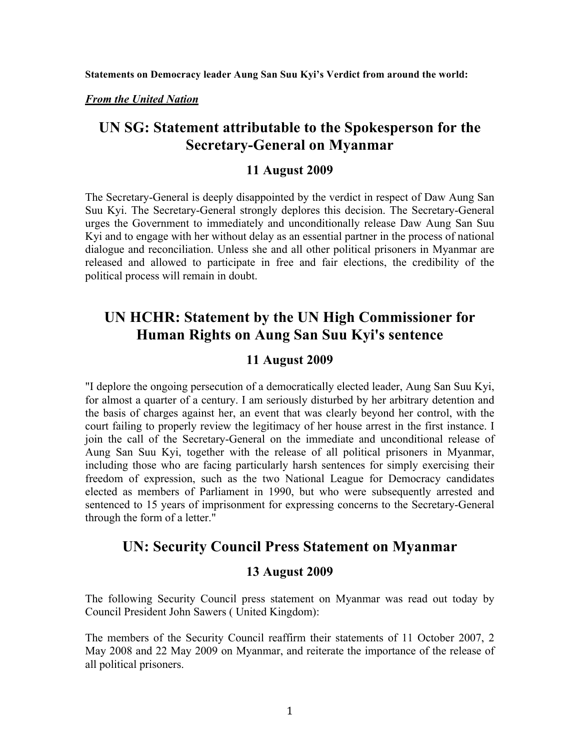**Statements on Democracy leader Aung San Suu Kyi's Verdict from around the world:**

***From the United Nation***

## UN SG: Statement attributable to the Spokesperson for the Secretary-General on Myanmar

### 11 August 2009

The Secretary-General is deeply disappointed by the verdict in respect of Daw Aung San Suu Kyi. The Secretary-General strongly deplores this decision. The Secretary-General urges the Government to immediately and unconditionally release Daw Aung San Suu Kyi and to engage with her without delay as an essential partner in the process of national dialogue and reconciliation. Unless she and all other political prisoners in Myanmar are released and allowed to participate in free and fair elections, the credibility of the political process will remain in doubt.

## UN HCHR: Statement by the UN High Commissioner for Human Rights on Aung San Suu Kyi's sentence

### 11 August 2009

"I deplore the ongoing persecution of a democratically elected leader, Aung San Suu Kyi, for almost a quarter of a century. I am seriously disturbed by her arbitrary detention and the basis of charges against her, an event that was clearly beyond her control, with the court failing to properly review the legitimacy of her house arrest in the first instance. I join the call of the Secretary-General on the immediate and unconditional release of Aung San Suu Kyi, together with the release of all political prisoners in Myanmar, including those who are facing particularly harsh sentences for simply exercising their freedom of expression, such as the two National League for Democracy candidates elected as members of Parliament in 1990, but who were subsequently arrested and sentenced to 15 years of imprisonment for expressing concerns to the Secretary-General through the form of a letter."

## UN: Security Council Press Statement on Myanmar

### 13 August 2009

The following Security Council press statement on Myanmar was read out today by Council President John Sawers ( United Kingdom):

The members of the Security Council reaffirm their statements of 11 October 2007, 2 May 2008 and 22 May 2009 on Myanmar, and reiterate the importance of the release of all political prisoners.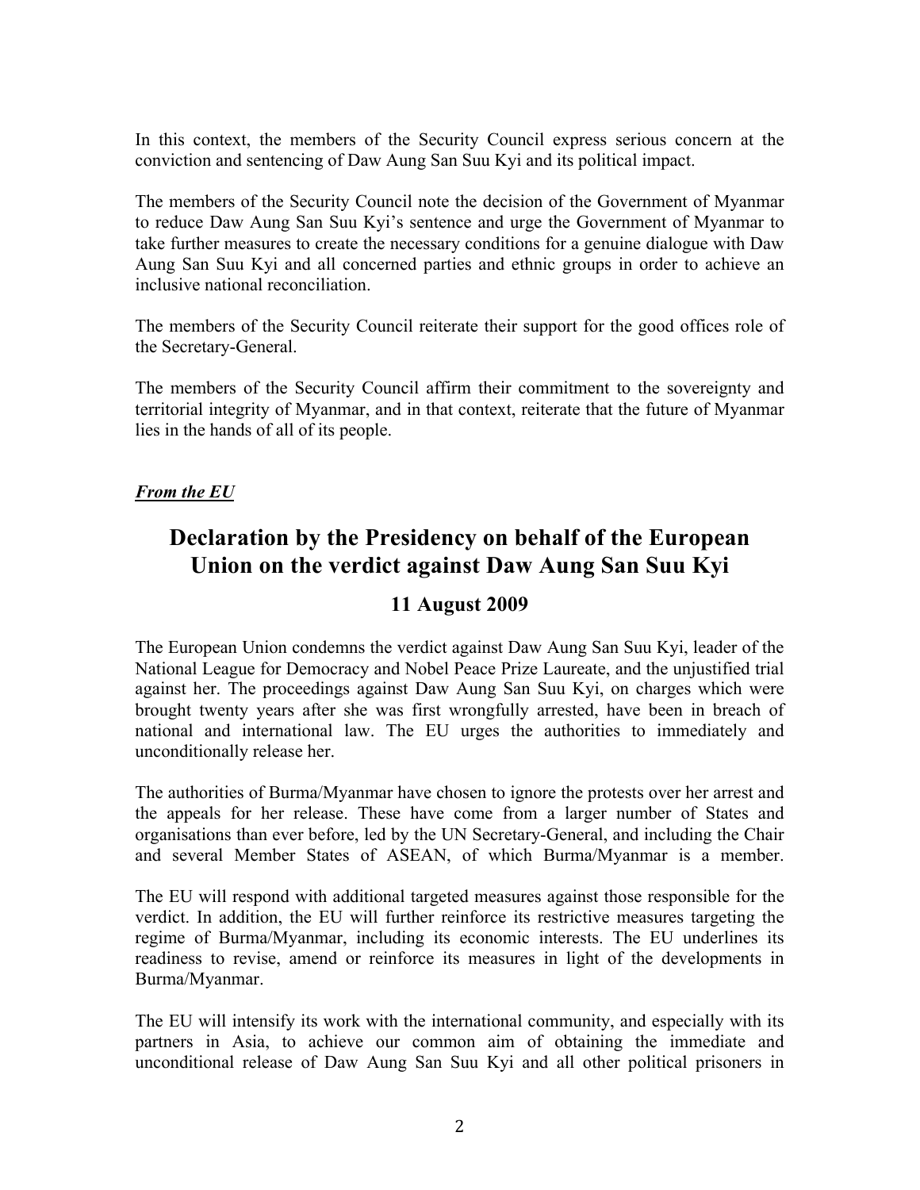In this context, the members of the Security Council express serious concern at the conviction and sentencing of Daw Aung San Suu Kyi and its political impact.

The members of the Security Council note the decision of the Government of Myanmar to reduce Daw Aung San Suu Kyi's sentence and urge the Government of Myanmar to take further measures to create the necessary conditions for a genuine dialogue with Daw Aung San Suu Kyi and all concerned parties and ethnic groups in order to achieve an inclusive national reconciliation.

The members of the Security Council reiterate their support for the good offices role of the Secretary-General.

The members of the Security Council affirm their commitment to the sovereignty and territorial integrity of Myanmar, and in that context, reiterate that the future of Myanmar lies in the hands of all of its people.

***From the EU***

# Declaration by the Presidency on behalf of the European Union on the verdict against Daw Aung San Suu Kyi

## 11 August 2009

The European Union condemns the verdict against Daw Aung San Suu Kyi, leader of the National League for Democracy and Nobel Peace Prize Laureate, and the unjustified trial against her. The proceedings against Daw Aung San Suu Kyi, on charges which were brought twenty years after she was first wrongfully arrested, have been in breach of national and international law. The EU urges the authorities to immediately and unconditionally release her.

The authorities of Burma/Myanmar have chosen to ignore the protests over her arrest and the appeals for her release. These have come from a larger number of States and organisations than ever before, led by the UN Secretary-General, and including the Chair and several Member States of ASEAN, of which Burma/Myanmar is a member.

The EU will respond with additional targeted measures against those responsible for the verdict. In addition, the EU will further reinforce its restrictive measures targeting the regime of Burma/Myanmar, including its economic interests. The EU underlines its readiness to revise, amend or reinforce its measures in light of the developments in Burma/Myanmar.

The EU will intensify its work with the international community, and especially with its partners in Asia, to achieve our common aim of obtaining the immediate and unconditional release of Daw Aung San Suu Kyi and all other political prisoners in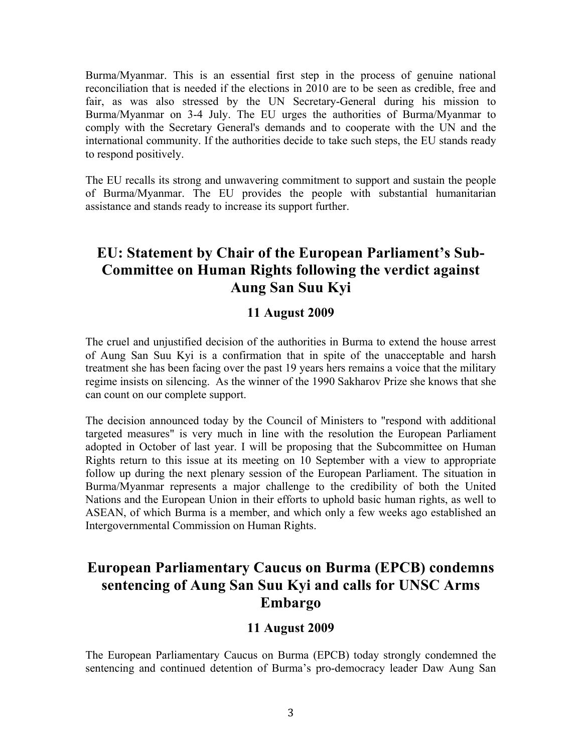Burma/Myanmar. This is an essential first step in the process of genuine national reconciliation that is needed if the elections in 2010 are to be seen as credible, free and fair, as was also stressed by the UN Secretary-General during his mission to Burma/Myanmar on 3-4 July. The EU urges the authorities of Burma/Myanmar to comply with the Secretary General's demands and to cooperate with the UN and the international community. If the authorities decide to take such steps, the EU stands ready to respond positively.

The EU recalls its strong and unwavering commitment to support and sustain the people of Burma/Myanmar. The EU provides the people with substantial humanitarian assistance and stands ready to increase its support further.

## EU: Statement by Chair of the European Parliament's Sub-Committee on Human Rights following the verdict against Aung San Suu Kyi

### 11 August 2009

The cruel and unjustified decision of the authorities in Burma to extend the house arrest of Aung San Suu Kyi is a confirmation that in spite of the unacceptable and harsh treatment she has been facing over the past 19 years hers remains a voice that the military regime insists on silencing. As the winner of the 1990 Sakharov Prize she knows that she can count on our complete support.

The decision announced today by the Council of Ministers to "respond with additional targeted measures" is very much in line with the resolution the European Parliament adopted in October of last year. I will be proposing that the Subcommittee on Human Rights return to this issue at its meeting on 10 September with a view to appropriate follow up during the next plenary session of the European Parliament. The situation in Burma/Myanmar represents a major challenge to the credibility of both the United Nations and the European Union in their efforts to uphold basic human rights, as well to ASEAN, of which Burma is a member, and which only a few weeks ago established an Intergovernmental Commission on Human Rights.

## European Parliamentary Caucus on Burma (EPCB) condemns sentencing of Aung San Suu Kyi and calls for UNSC Arms Embargo

### 11 August 2009

The European Parliamentary Caucus on Burma (EPCB) today strongly condemned the sentencing and continued detention of Burma's pro-democracy leader Daw Aung San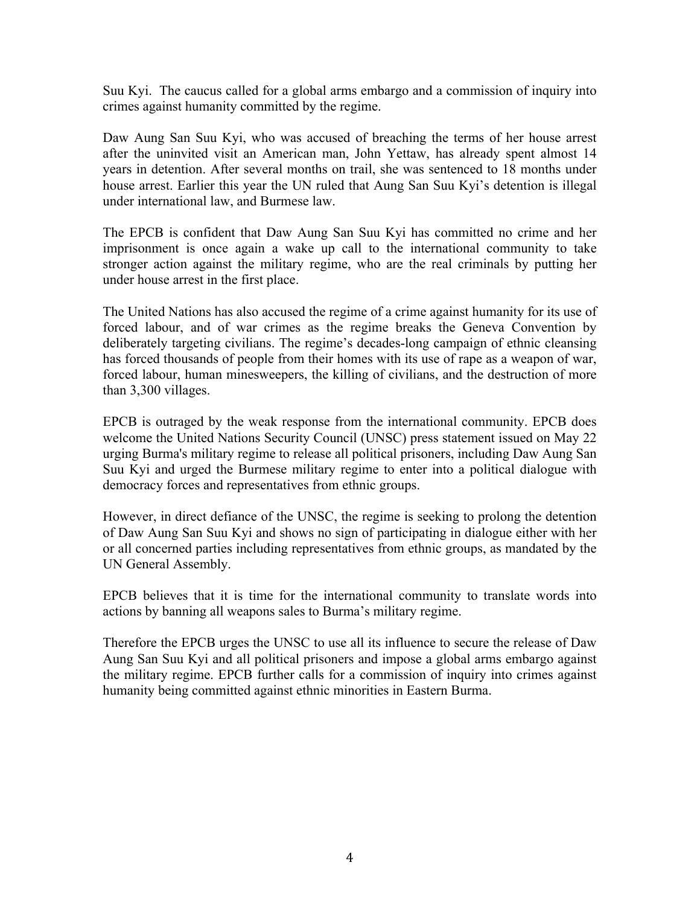Suu Kyi. The caucus called for a global arms embargo and a commission of inquiry into crimes against humanity committed by the regime.

Daw Aung San Suu Kyi, who was accused of breaching the terms of her house arrest after the uninvited visit an American man, John Yettaw, has already spent almost 14 years in detention. After several months on trail, she was sentenced to 18 months under house arrest. Earlier this year the UN ruled that Aung San Suu Kyi's detention is illegal under international law, and Burmese law.

The EPCB is confident that Daw Aung San Suu Kyi has committed no crime and her imprisonment is once again a wake up call to the international community to take stronger action against the military regime, who are the real criminals by putting her under house arrest in the first place.

The United Nations has also accused the regime of a crime against humanity for its use of forced labour, and of war crimes as the regime breaks the Geneva Convention by deliberately targeting civilians. The regime's decades-long campaign of ethnic cleansing has forced thousands of people from their homes with its use of rape as a weapon of war, forced labour, human minesweepers, the killing of civilians, and the destruction of more than 3,300 villages.

EPCB is outraged by the weak response from the international community. EPCB does welcome the United Nations Security Council (UNSC) press statement issued on May 22 urging Burma's military regime to release all political prisoners, including Daw Aung San Suu Kyi and urged the Burmese military regime to enter into a political dialogue with democracy forces and representatives from ethnic groups.

However, in direct defiance of the UNSC, the regime is seeking to prolong the detention of Daw Aung San Suu Kyi and shows no sign of participating in dialogue either with her or all concerned parties including representatives from ethnic groups, as mandated by the UN General Assembly.

EPCB believes that it is time for the international community to translate words into actions by banning all weapons sales to Burma's military regime.

Therefore the EPCB urges the UNSC to use all its influence to secure the release of Daw Aung San Suu Kyi and all political prisoners and impose a global arms embargo against the military regime. EPCB further calls for a commission of inquiry into crimes against humanity being committed against ethnic minorities in Eastern Burma.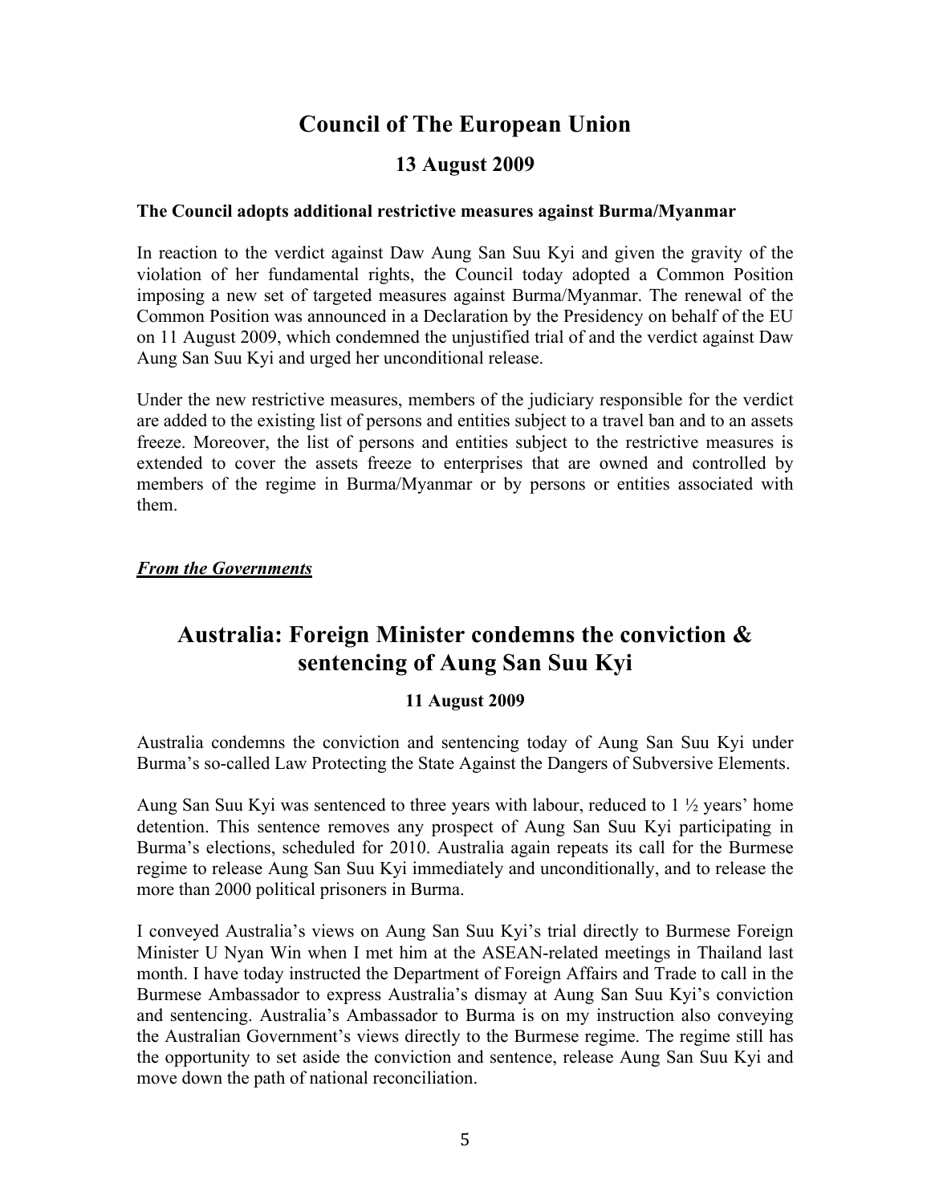## Council of The European Union

### 13 August 2009

**The Council adopts additional restrictive measures against Burma/Myanmar**

In reaction to the verdict against Daw Aung San Suu Kyi and given the gravity of the violation of her fundamental rights, the Council today adopted a Common Position imposing a new set of targeted measures against Burma/Myanmar. The renewal of the Common Position was announced in a Declaration by the Presidency on behalf of the EU on 11 August 2009, which condemned the unjustified trial of and the verdict against Daw Aung San Suu Kyi and urged her unconditional release.

Under the new restrictive measures, members of the judiciary responsible for the verdict are added to the existing list of persons and entities subject to a travel ban and to an assets freeze. Moreover, the list of persons and entities subject to the restrictive measures is extended to cover the assets freeze to enterprises that are owned and controlled by members of the regime in Burma/Myanmar or by persons or entities associated with them.

***From the Governments***

## Australia: Foreign Minister condemns the conviction & sentencing of Aung San Suu Kyi

### 11 August 2009

Australia condemns the conviction and sentencing today of Aung San Suu Kyi under Burma's so-called Law Protecting the State Against the Dangers of Subversive Elements.

Aung San Suu Kyi was sentenced to three years with labour, reduced to 1 ½ years' home detention. This sentence removes any prospect of Aung San Suu Kyi participating in Burma's elections, scheduled for 2010. Australia again repeats its call for the Burmese regime to release Aung San Suu Kyi immediately and unconditionally, and to release the more than 2000 political prisoners in Burma.

I conveyed Australia's views on Aung San Suu Kyi's trial directly to Burmese Foreign Minister U Nyan Win when I met him at the ASEAN-related meetings in Thailand last month. I have today instructed the Department of Foreign Affairs and Trade to call in the Burmese Ambassador to express Australia's dismay at Aung San Suu Kyi's conviction and sentencing. Australia's Ambassador to Burma is on my instruction also conveying the Australian Government's views directly to the Burmese regime. The regime still has the opportunity to set aside the conviction and sentence, release Aung San Suu Kyi and move down the path of national reconciliation.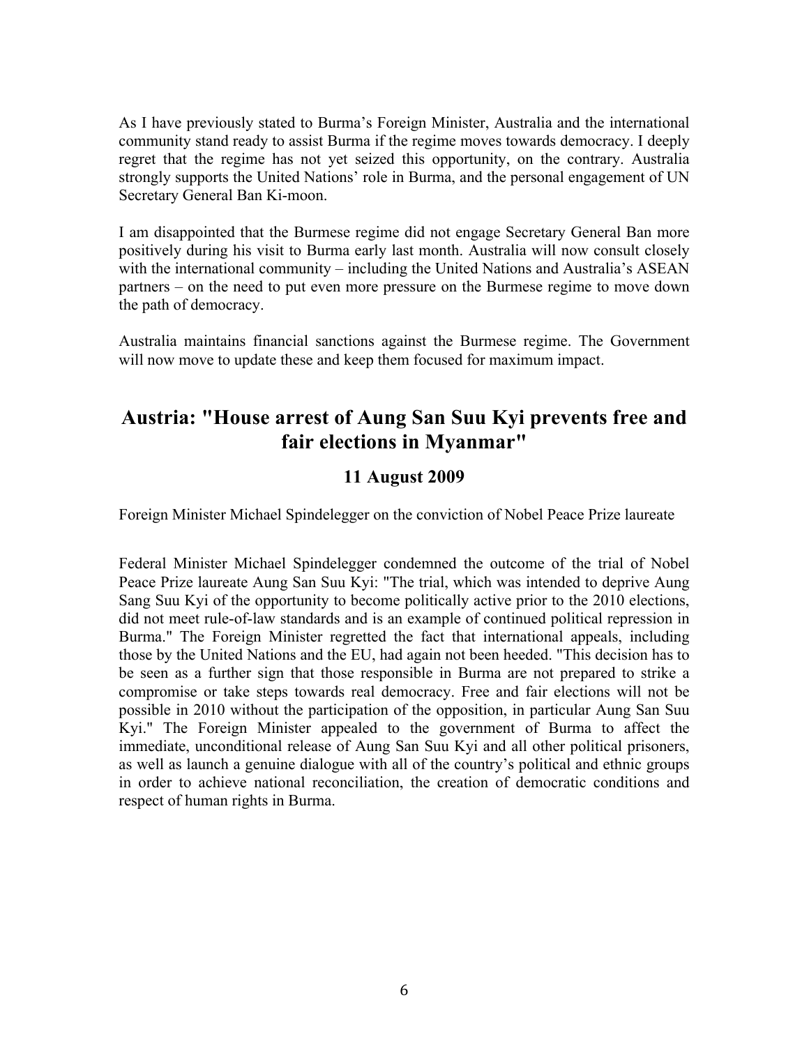As I have previously stated to Burma's Foreign Minister, Australia and the international community stand ready to assist Burma if the regime moves towards democracy. I deeply regret that the regime has not yet seized this opportunity, on the contrary. Australia strongly supports the United Nations' role in Burma, and the personal engagement of UN Secretary General Ban Ki-moon.

I am disappointed that the Burmese regime did not engage Secretary General Ban more positively during his visit to Burma early last month. Australia will now consult closely with the international community – including the United Nations and Australia's ASEAN partners – on the need to put even more pressure on the Burmese regime to move down the path of democracy.

Australia maintains financial sanctions against the Burmese regime. The Government will now move to update these and keep them focused for maximum impact.

## Austria: "House arrest of Aung San Suu Kyi prevents free and fair elections in Myanmar"

### 11 August 2009

Foreign Minister Michael Spindelegger on the conviction of Nobel Peace Prize laureate

Federal Minister Michael Spindelegger condemned the outcome of the trial of Nobel Peace Prize laureate Aung San Suu Kyi: "The trial, which was intended to deprive Aung Sang Suu Kyi of the opportunity to become politically active prior to the 2010 elections, did not meet rule-of-law standards and is an example of continued political repression in Burma." The Foreign Minister regretted the fact that international appeals, including those by the United Nations and the EU, had again not been heeded. "This decision has to be seen as a further sign that those responsible in Burma are not prepared to strike a compromise or take steps towards real democracy. Free and fair elections will not be possible in 2010 without the participation of the opposition, in particular Aung San Suu Kyi." The Foreign Minister appealed to the government of Burma to affect the immediate, unconditional release of Aung San Suu Kyi and all other political prisoners, as well as launch a genuine dialogue with all of the country's political and ethnic groups in order to achieve national reconciliation, the creation of democratic conditions and respect of human rights in Burma.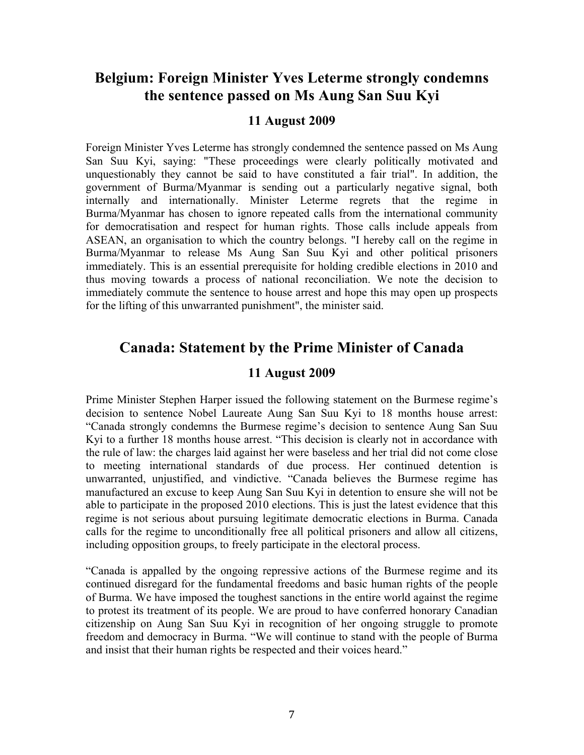## Belgium: Foreign Minister Yves Leterme strongly condemns the sentence passed on Ms Aung San Suu Kyi

### 11 August 2009

Foreign Minister Yves Leterme has strongly condemned the sentence passed on Ms Aung San Suu Kyi, saying: "These proceedings were clearly politically motivated and unquestionably they cannot be said to have constituted a fair trial". In addition, the government of Burma/Myanmar is sending out a particularly negative signal, both internally and internationally. Minister Leterme regrets that the regime in Burma/Myanmar has chosen to ignore repeated calls from the international community for democratisation and respect for human rights. Those calls include appeals from ASEAN, an organisation to which the country belongs. "I hereby call on the regime in Burma/Myanmar to release Ms Aung San Suu Kyi and other political prisoners immediately. This is an essential prerequisite for holding credible elections in 2010 and thus moving towards a process of national reconciliation. We note the decision to immediately commute the sentence to house arrest and hope this may open up prospects for the lifting of this unwarranted punishment", the minister said.

## Canada: Statement by the Prime Minister of Canada

### 11 August 2009

Prime Minister Stephen Harper issued the following statement on the Burmese regime's decision to sentence Nobel Laureate Aung San Suu Kyi to 18 months house arrest: "Canada strongly condemns the Burmese regime's decision to sentence Aung San Suu Kyi to a further 18 months house arrest. "This decision is clearly not in accordance with the rule of law: the charges laid against her were baseless and her trial did not come close to meeting international standards of due process. Her continued detention is unwarranted, unjustified, and vindictive. "Canada believes the Burmese regime has manufactured an excuse to keep Aung San Suu Kyi in detention to ensure she will not be able to participate in the proposed 2010 elections. This is just the latest evidence that this regime is not serious about pursuing legitimate democratic elections in Burma. Canada calls for the regime to unconditionally free all political prisoners and allow all citizens, including opposition groups, to freely participate in the electoral process.

"Canada is appalled by the ongoing repressive actions of the Burmese regime and its continued disregard for the fundamental freedoms and basic human rights of the people of Burma. We have imposed the toughest sanctions in the entire world against the regime to protest its treatment of its people. We are proud to have conferred honorary Canadian citizenship on Aung San Suu Kyi in recognition of her ongoing struggle to promote freedom and democracy in Burma. "We will continue to stand with the people of Burma and insist that their human rights be respected and their voices heard."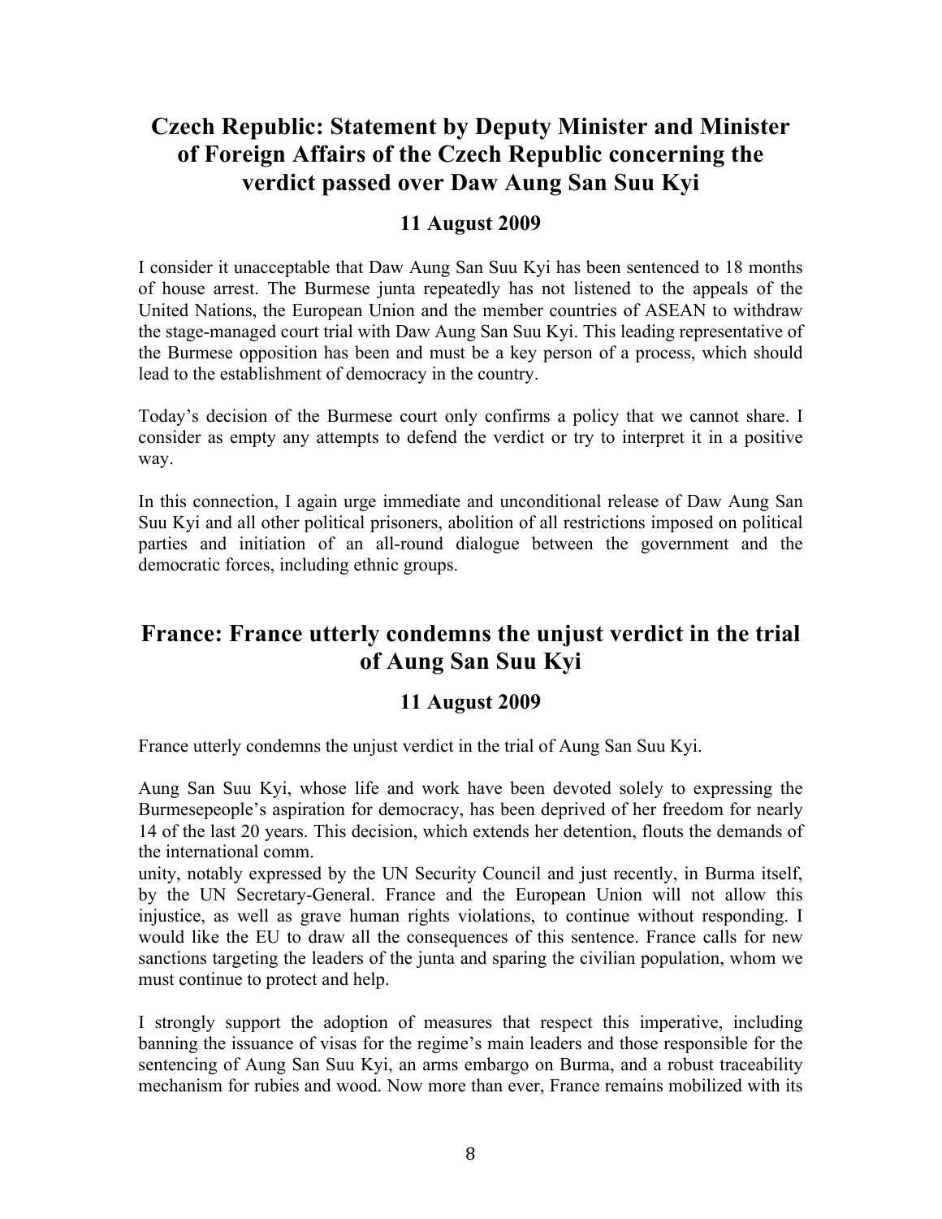## Czech Republic: Statement by Deputy Minister and Minister of Foreign Affairs of the Czech Republic concerning the verdict passed over Daw Aung San Suu Kyi

### 11 August 2009

I consider it unacceptable that Daw Aung San Suu Kyi has been sentenced to 18 months of house arrest. The Burmese junta repeatedly has not listened to the appeals of the United Nations, the European Union and the member countries of ASEAN to withdraw the stage-managed court trial with Daw Aung San Suu Kyi. This leading representative of the Burmese opposition has been and must be a key person of a process, which should lead to the establishment of democracy in the country.

Today's decision of the Burmese court only confirms a policy that we cannot share. I consider as empty any attempts to defend the verdict or try to interpret it in a positive way.

In this connection, I again urge immediate and unconditional release of Daw Aung San Suu Kyi and all other political prisoners, abolition of all restrictions imposed on political parties and initiation of an all-round dialogue between the government and the democratic forces, including ethnic groups.

## France: France utterly condemns the unjust verdict in the trial of Aung San Suu Kyi

### 11 August 2009

France utterly condemns the unjust verdict in the trial of Aung San Suu Kyi.

Aung San Suu Kyi, whose life and work have been devoted solely to expressing the Burmesepeople's aspiration for democracy, has been deprived of her freedom for nearly 14 of the last 20 years. This decision, which extends her detention, flouts the demands of the international comm.
unity, notably expressed by the UN Security Council and just recently, in Burma itself, by the UN Secretary-General. France and the European Union will not allow this injustice, as well as grave human rights violations, to continue without responding. I would like the EU to draw all the consequences of this sentence. France calls for new sanctions targeting the leaders of the junta and sparing the civilian population, whom we must continue to protect and help.

I strongly support the adoption of measures that respect this imperative, including banning the issuance of visas for the regime's main leaders and those responsible for the sentencing of Aung San Suu Kyi, an arms embargo on Burma, and a robust traceability mechanism for rubies and wood. Now more than ever, France remains mobilized with its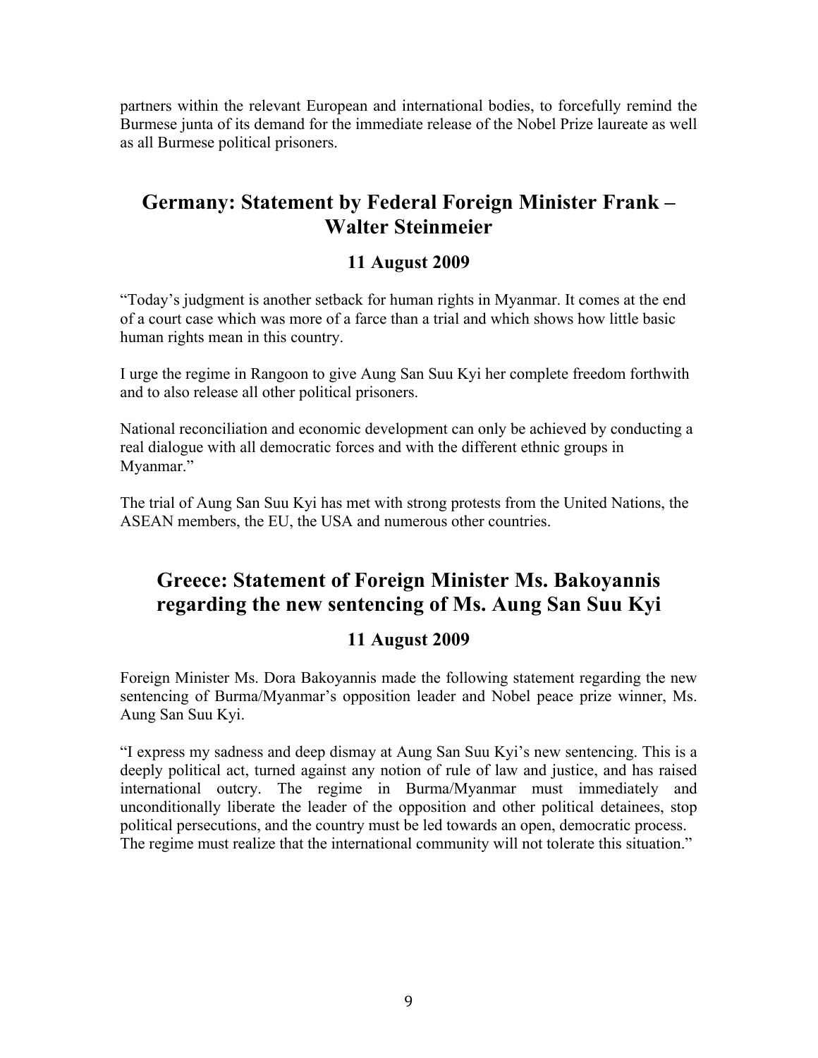partners within the relevant European and international bodies, to forcefully remind the Burmese junta of its demand for the immediate release of the Nobel Prize laureate as well as all Burmese political prisoners.

## Germany: Statement by Federal Foreign Minister Frank – Walter Steinmeier

### 11 August 2009

"Today's judgment is another setback for human rights in Myanmar. It comes at the end of a court case which was more of a farce than a trial and which shows how little basic human rights mean in this country.

I urge the regime in Rangoon to give Aung San Suu Kyi her complete freedom forthwith and to also release all other political prisoners.

National reconciliation and economic development can only be achieved by conducting a real dialogue with all democratic forces and with the different ethnic groups in Myanmar."

The trial of Aung San Suu Kyi has met with strong protests from the United Nations, the ASEAN members, the EU, the USA and numerous other countries.

## Greece: Statement of Foreign Minister Ms. Bakoyannis regarding the new sentencing of Ms. Aung San Suu Kyi

### 11 August 2009

Foreign Minister Ms. Dora Bakoyannis made the following statement regarding the new sentencing of Burma/Myanmar's opposition leader and Nobel peace prize winner, Ms. Aung San Suu Kyi.

"I express my sadness and deep dismay at Aung San Suu Kyi's new sentencing. This is a deeply political act, turned against any notion of rule of law and justice, and has raised international outcry. The regime in Burma/Myanmar must immediately and unconditionally liberate the leader of the opposition and other political detainees, stop political persecutions, and the country must be led towards an open, democratic process. The regime must realize that the international community will not tolerate this situation."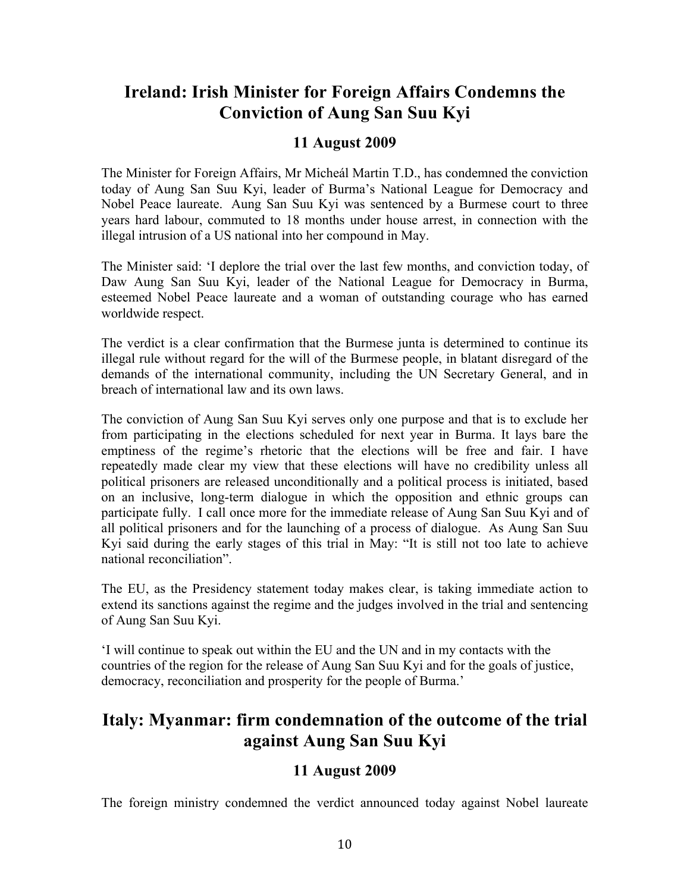## Ireland: Irish Minister for Foreign Affairs Condemns the Conviction of Aung San Suu Kyi

### 11 August 2009

The Minister for Foreign Affairs, Mr Micheál Martin T.D., has condemned the conviction today of Aung San Suu Kyi, leader of Burma's National League for Democracy and Nobel Peace laureate. Aung San Suu Kyi was sentenced by a Burmese court to three years hard labour, commuted to 18 months under house arrest, in connection with the illegal intrusion of a US national into her compound in May.

The Minister said: 'I deplore the trial over the last few months, and conviction today, of Daw Aung San Suu Kyi, leader of the National League for Democracy in Burma, esteemed Nobel Peace laureate and a woman of outstanding courage who has earned worldwide respect.

The verdict is a clear confirmation that the Burmese junta is determined to continue its illegal rule without regard for the will of the Burmese people, in blatant disregard of the demands of the international community, including the UN Secretary General, and in breach of international law and its own laws.

The conviction of Aung San Suu Kyi serves only one purpose and that is to exclude her from participating in the elections scheduled for next year in Burma. It lays bare the emptiness of the regime's rhetoric that the elections will be free and fair. I have repeatedly made clear my view that these elections will have no credibility unless all political prisoners are released unconditionally and a political process is initiated, based on an inclusive, long-term dialogue in which the opposition and ethnic groups can participate fully. I call once more for the immediate release of Aung San Suu Kyi and of all political prisoners and for the launching of a process of dialogue. As Aung San Suu Kyi said during the early stages of this trial in May: "It is still not too late to achieve national reconciliation".

The EU, as the Presidency statement today makes clear, is taking immediate action to extend its sanctions against the regime and the judges involved in the trial and sentencing of Aung San Suu Kyi.

'I will continue to speak out within the EU and the UN and in my contacts with the countries of the region for the release of Aung San Suu Kyi and for the goals of justice, democracy, reconciliation and prosperity for the people of Burma.'

## Italy: Myanmar: firm condemnation of the outcome of the trial against Aung San Suu Kyi

### 11 August 2009

The foreign ministry condemned the verdict announced today against Nobel laureate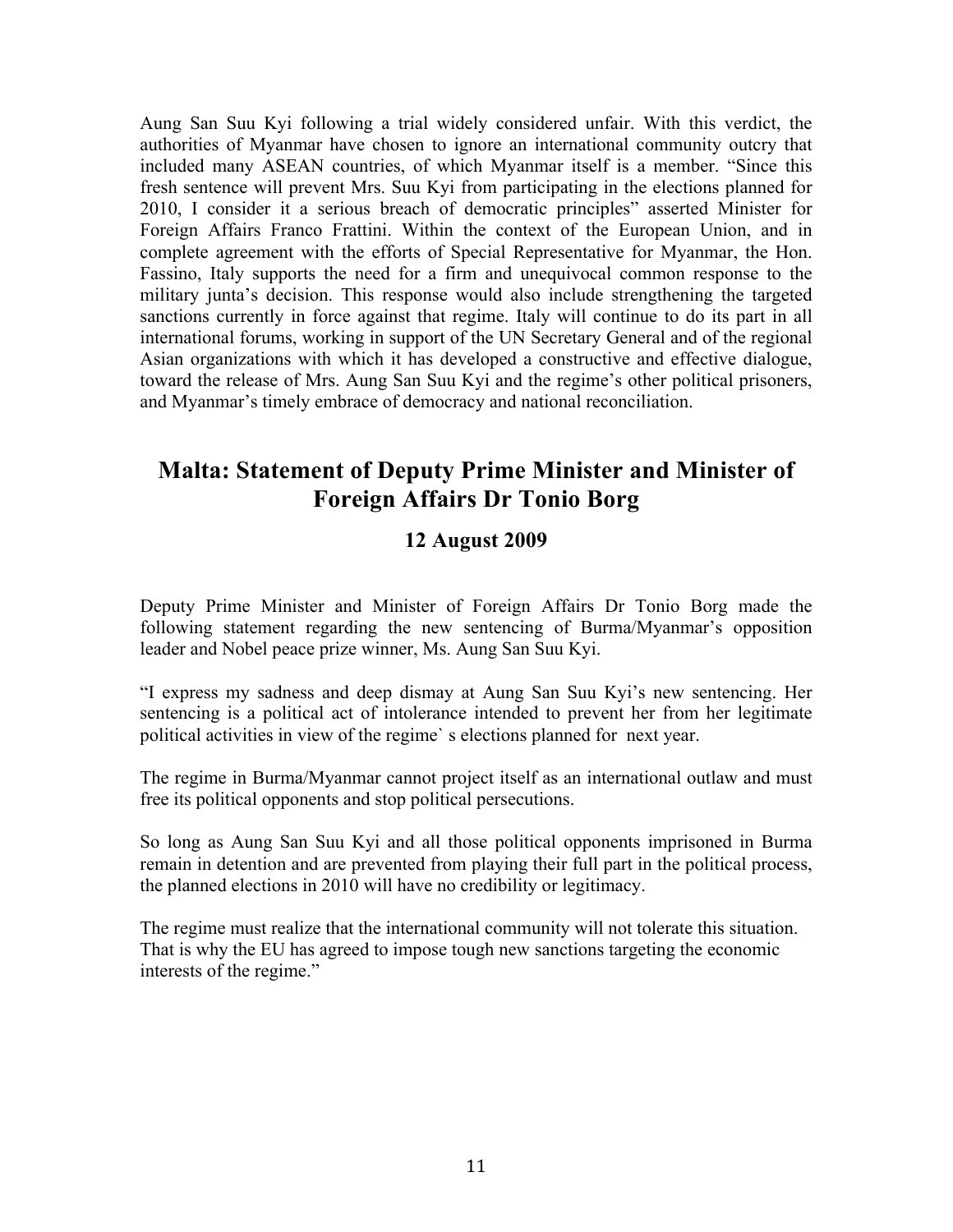Aung San Suu Kyi following a trial widely considered unfair. With this verdict, the authorities of Myanmar have chosen to ignore an international community outcry that included many ASEAN countries, of which Myanmar itself is a member. "Since this fresh sentence will prevent Mrs. Suu Kyi from participating in the elections planned for 2010, I consider it a serious breach of democratic principles" asserted Minister for Foreign Affairs Franco Frattini. Within the context of the European Union, and in complete agreement with the efforts of Special Representative for Myanmar, the Hon. Fassino, Italy supports the need for a firm and unequivocal common response to the military junta's decision. This response would also include strengthening the targeted sanctions currently in force against that regime. Italy will continue to do its part in all international forums, working in support of the UN Secretary General and of the regional Asian organizations with which it has developed a constructive and effective dialogue, toward the release of Mrs. Aung San Suu Kyi and the regime's other political prisoners, and Myanmar's timely embrace of democracy and national reconciliation.

## Malta: Statement of Deputy Prime Minister and Minister of Foreign Affairs Dr Tonio Borg

### 12 August 2009

Deputy Prime Minister and Minister of Foreign Affairs Dr Tonio Borg made the following statement regarding the new sentencing of Burma/Myanmar's opposition leader and Nobel peace prize winner, Ms. Aung San Suu Kyi.

"I express my sadness and deep dismay at Aung San Suu Kyi's new sentencing. Her sentencing is a political act of intolerance intended to prevent her from her legitimate political activities in view of the regime` s elections planned for next year.

The regime in Burma/Myanmar cannot project itself as an international outlaw and must free its political opponents and stop political persecutions.

So long as Aung San Suu Kyi and all those political opponents imprisoned in Burma remain in detention and are prevented from playing their full part in the political process, the planned elections in 2010 will have no credibility or legitimacy.

The regime must realize that the international community will not tolerate this situation. That is why the EU has agreed to impose tough new sanctions targeting the economic interests of the regime."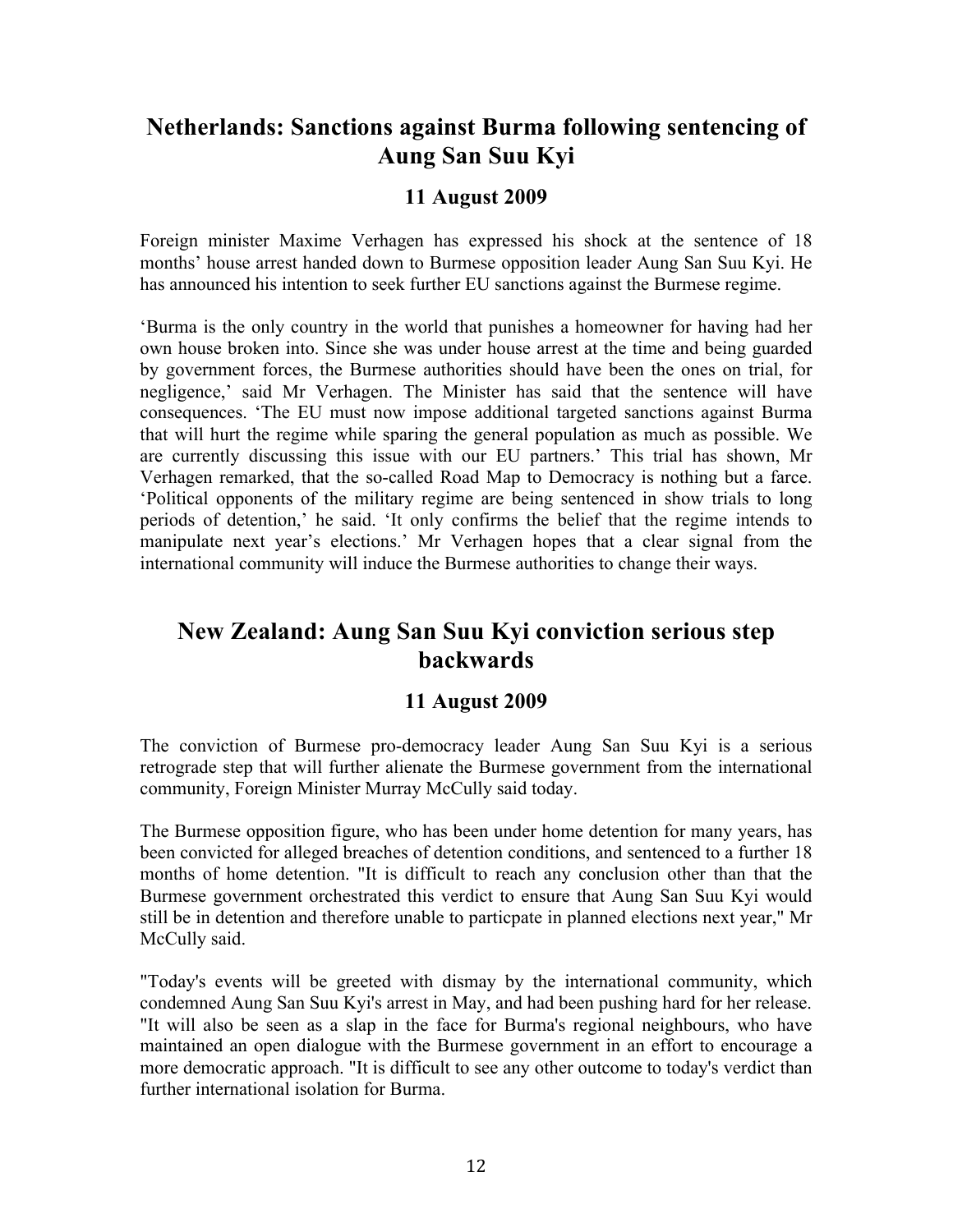## Netherlands: Sanctions against Burma following sentencing of Aung San Suu Kyi

### 11 August 2009

Foreign minister Maxime Verhagen has expressed his shock at the sentence of 18 months' house arrest handed down to Burmese opposition leader Aung San Suu Kyi. He has announced his intention to seek further EU sanctions against the Burmese regime.

'Burma is the only country in the world that punishes a homeowner for having had her own house broken into. Since she was under house arrest at the time and being guarded by government forces, the Burmese authorities should have been the ones on trial, for negligence,' said Mr Verhagen. The Minister has said that the sentence will have consequences. 'The EU must now impose additional targeted sanctions against Burma that will hurt the regime while sparing the general population as much as possible. We are currently discussing this issue with our EU partners.' This trial has shown, Mr Verhagen remarked, that the so-called Road Map to Democracy is nothing but a farce. 'Political opponents of the military regime are being sentenced in show trials to long periods of detention,' he said. 'It only confirms the belief that the regime intends to manipulate next year's elections.' Mr Verhagen hopes that a clear signal from the international community will induce the Burmese authorities to change their ways.

## New Zealand: Aung San Suu Kyi conviction serious step backwards

### 11 August 2009

The conviction of Burmese pro-democracy leader Aung San Suu Kyi is a serious retrograde step that will further alienate the Burmese government from the international community, Foreign Minister Murray McCully said today.

The Burmese opposition figure, who has been under home detention for many years, has been convicted for alleged breaches of detention conditions, and sentenced to a further 18 months of home detention. "It is difficult to reach any conclusion other than that the Burmese government orchestrated this verdict to ensure that Aung San Suu Kyi would still be in detention and therefore unable to particpate in planned elections next year," Mr McCully said.

"Today's events will be greeted with dismay by the international community, which condemned Aung San Suu Kyi's arrest in May, and had been pushing hard for her release. "It will also be seen as a slap in the face for Burma's regional neighbours, who have maintained an open dialogue with the Burmese government in an effort to encourage a more democratic approach. "It is difficult to see any other outcome to today's verdict than further international isolation for Burma.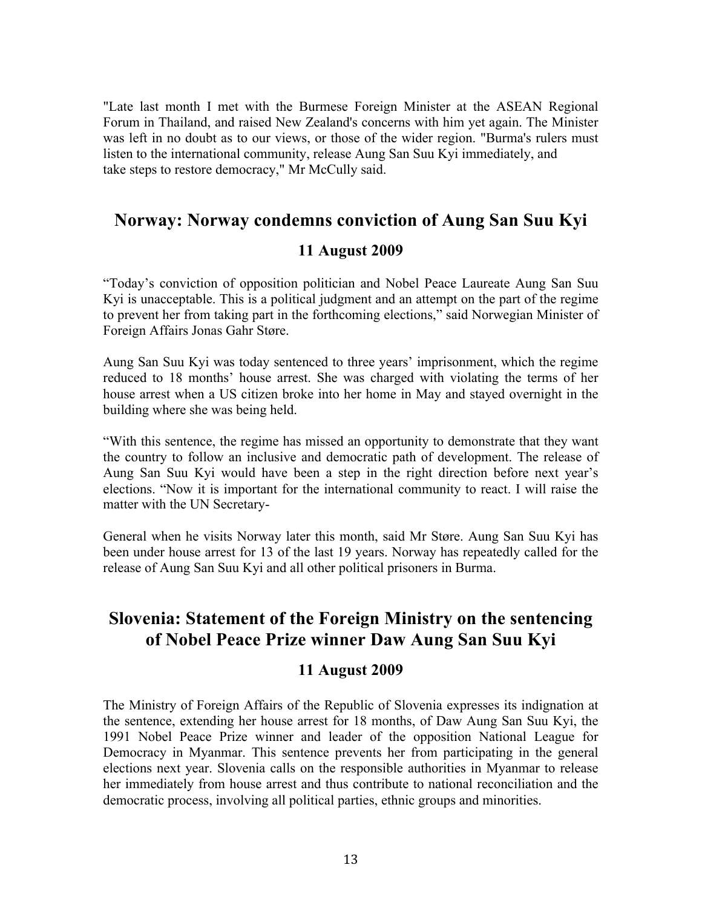"Late last month I met with the Burmese Foreign Minister at the ASEAN Regional Forum in Thailand, and raised New Zealand's concerns with him yet again. The Minister was left in no doubt as to our views, or those of the wider region. "Burma's rulers must listen to the international community, release Aung San Suu Kyi immediately, and take steps to restore democracy," Mr McCully said.

## Norway: Norway condemns conviction of Aung San Suu Kyi

### 11 August 2009

"Today's conviction of opposition politician and Nobel Peace Laureate Aung San Suu Kyi is unacceptable. This is a political judgment and an attempt on the part of the regime to prevent her from taking part in the forthcoming elections," said Norwegian Minister of Foreign Affairs Jonas Gahr Støre.

Aung San Suu Kyi was today sentenced to three years' imprisonment, which the regime reduced to 18 months' house arrest. She was charged with violating the terms of her house arrest when a US citizen broke into her home in May and stayed overnight in the building where she was being held.

"With this sentence, the regime has missed an opportunity to demonstrate that they want the country to follow an inclusive and democratic path of development. The release of Aung San Suu Kyi would have been a step in the right direction before next year's elections. "Now it is important for the international community to react. I will raise the matter with the UN Secretary-

General when he visits Norway later this month, said Mr Støre. Aung San Suu Kyi has been under house arrest for 13 of the last 19 years. Norway has repeatedly called for the release of Aung San Suu Kyi and all other political prisoners in Burma.

## Slovenia: Statement of the Foreign Ministry on the sentencing of Nobel Peace Prize winner Daw Aung San Suu Kyi

### 11 August 2009

The Ministry of Foreign Affairs of the Republic of Slovenia expresses its indignation at the sentence, extending her house arrest for 18 months, of Daw Aung San Suu Kyi, the 1991 Nobel Peace Prize winner and leader of the opposition National League for Democracy in Myanmar. This sentence prevents her from participating in the general elections next year. Slovenia calls on the responsible authorities in Myanmar to release her immediately from house arrest and thus contribute to national reconciliation and the democratic process, involving all political parties, ethnic groups and minorities.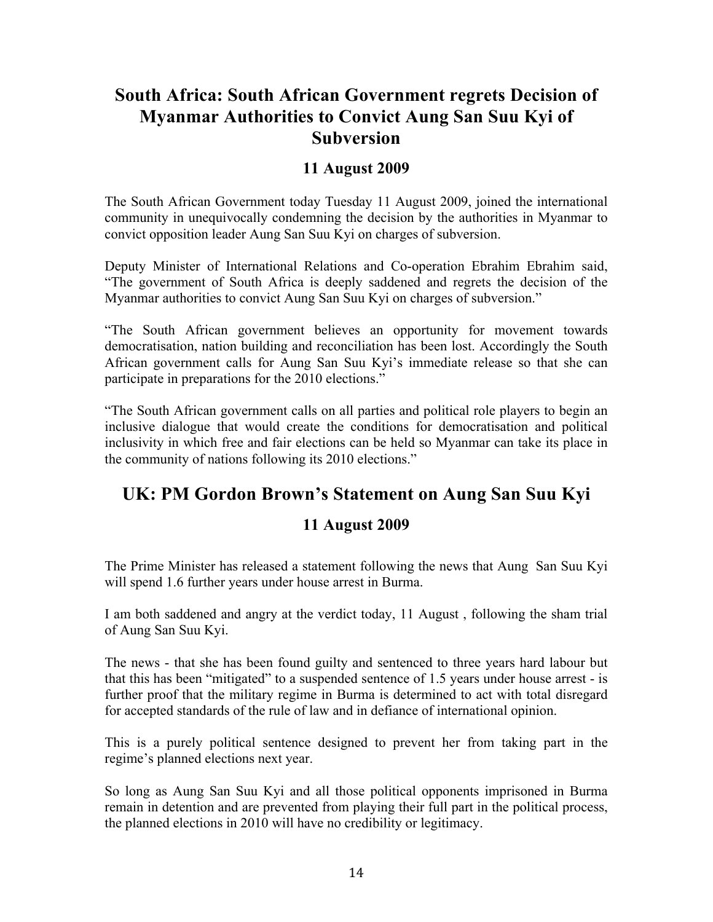## South Africa: South African Government regrets Decision of Myanmar Authorities to Convict Aung San Suu Kyi of Subversion

### 11 August 2009

The South African Government today Tuesday 11 August 2009, joined the international community in unequivocally condemning the decision by the authorities in Myanmar to convict opposition leader Aung San Suu Kyi on charges of subversion.

Deputy Minister of International Relations and Co-operation Ebrahim Ebrahim said, "The government of South Africa is deeply saddened and regrets the decision of the Myanmar authorities to convict Aung San Suu Kyi on charges of subversion."

"The South African government believes an opportunity for movement towards democratisation, nation building and reconciliation has been lost. Accordingly the South African government calls for Aung San Suu Kyi's immediate release so that she can participate in preparations for the 2010 elections."

"The South African government calls on all parties and political role players to begin an inclusive dialogue that would create the conditions for democratisation and political inclusivity in which free and fair elections can be held so Myanmar can take its place in the community of nations following its 2010 elections."

## UK: PM Gordon Brown's Statement on Aung San Suu Kyi

### 11 August 2009

The Prime Minister has released a statement following the news that Aung San Suu Kyi will spend 1.6 further years under house arrest in Burma.

I am both saddened and angry at the verdict today, 11 August , following the sham trial of Aung San Suu Kyi.

The news - that she has been found guilty and sentenced to three years hard labour but that this has been "mitigated" to a suspended sentence of 1.5 years under house arrest - is further proof that the military regime in Burma is determined to act with total disregard for accepted standards of the rule of law and in defiance of international opinion.

This is a purely political sentence designed to prevent her from taking part in the regime's planned elections next year.

So long as Aung San Suu Kyi and all those political opponents imprisoned in Burma remain in detention and are prevented from playing their full part in the political process, the planned elections in 2010 will have no credibility or legitimacy.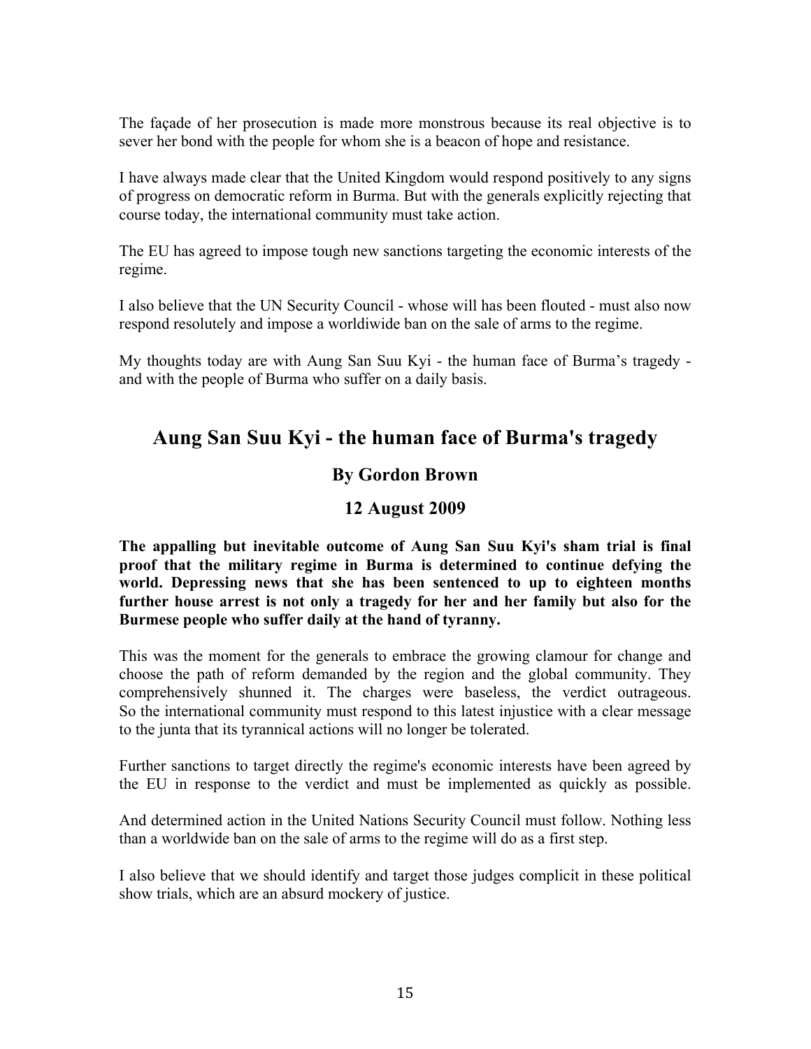The façade of her prosecution is made more monstrous because its real objective is to sever her bond with the people for whom she is a beacon of hope and resistance.

I have always made clear that the United Kingdom would respond positively to any signs of progress on democratic reform in Burma. But with the generals explicitly rejecting that course today, the international community must take action.

The EU has agreed to impose tough new sanctions targeting the economic interests of the regime.

I also believe that the UN Security Council - whose will has been flouted - must also now respond resolutely and impose a worldiwide ban on the sale of arms to the regime.

My thoughts today are with Aung San Suu Kyi - the human face of Burma's tragedy - and with the people of Burma who suffer on a daily basis.

## Aung San Suu Kyi - the human face of Burma's tragedy

### By Gordon Brown

### 12 August 2009

**The appalling but inevitable outcome of Aung San Suu Kyi's sham trial is final proof that the military regime in Burma is determined to continue defying the world. Depressing news that she has been sentenced to up to eighteen months further house arrest is not only a tragedy for her and her family but also for the Burmese people who suffer daily at the hand of tyranny.**

This was the moment for the generals to embrace the growing clamour for change and choose the path of reform demanded by the region and the global community. They comprehensively shunned it. The charges were baseless, the verdict outrageous. So the international community must respond to this latest injustice with a clear message to the junta that its tyrannical actions will no longer be tolerated.

Further sanctions to target directly the regime's economic interests have been agreed by the EU in response to the verdict and must be implemented as quickly as possible.

And determined action in the United Nations Security Council must follow. Nothing less than a worldwide ban on the sale of arms to the regime will do as a first step.

I also believe that we should identify and target those judges complicit in these political show trials, which are an absurd mockery of justice.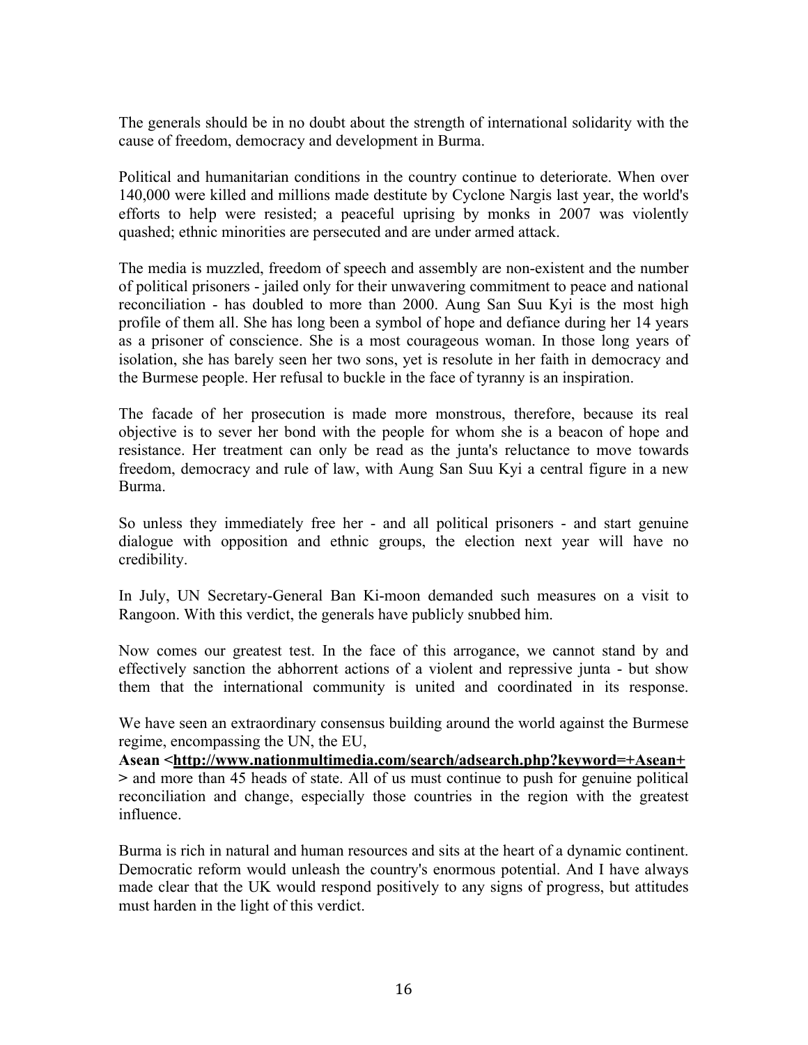The generals should be in no doubt about the strength of international solidarity with the cause of freedom, democracy and development in Burma.

Political and humanitarian conditions in the country continue to deteriorate. When over 140,000 were killed and millions made destitute by Cyclone Nargis last year, the world's efforts to help were resisted; a peaceful uprising by monks in 2007 was violently quashed; ethnic minorities are persecuted and are under armed attack.

The media is muzzled, freedom of speech and assembly are non-existent and the number of political prisoners - jailed only for their unwavering commitment to peace and national reconciliation - has doubled to more than 2000. Aung San Suu Kyi is the most high profile of them all. She has long been a symbol of hope and defiance during her 14 years as a prisoner of conscience. She is a most courageous woman. In those long years of isolation, she has barely seen her two sons, yet is resolute in her faith in democracy and the Burmese people. Her refusal to buckle in the face of tyranny is an inspiration.

The facade of her prosecution is made more monstrous, therefore, because its real objective is to sever her bond with the people for whom she is a beacon of hope and resistance. Her treatment can only be read as the junta's reluctance to move towards freedom, democracy and rule of law, with Aung San Suu Kyi a central figure in a new Burma.

So unless they immediately free her - and all political prisoners - and start genuine dialogue with opposition and ethnic groups, the election next year will have no credibility.

In July, UN Secretary-General Ban Ki-moon demanded such measures on a visit to Rangoon. With this verdict, the generals have publicly snubbed him.

Now comes our greatest test. In the face of this arrogance, we cannot stand by and effectively sanction the abhorrent actions of a violent and repressive junta - but show them that the international community is united and coordinated in its response.

We have seen an extraordinary consensus building around the world against the Burmese regime, encompassing the UN, the EU, **Asean <http://www.nationmultimedia.com/search/adsearch.php?keyword=+Asean+ >** and more than 45 heads of state. All of us must continue to push for genuine political reconciliation and change, especially those countries in the region with the greatest influence.

Burma is rich in natural and human resources and sits at the heart of a dynamic continent. Democratic reform would unleash the country's enormous potential. And I have always made clear that the UK would respond positively to any signs of progress, but attitudes must harden in the light of this verdict.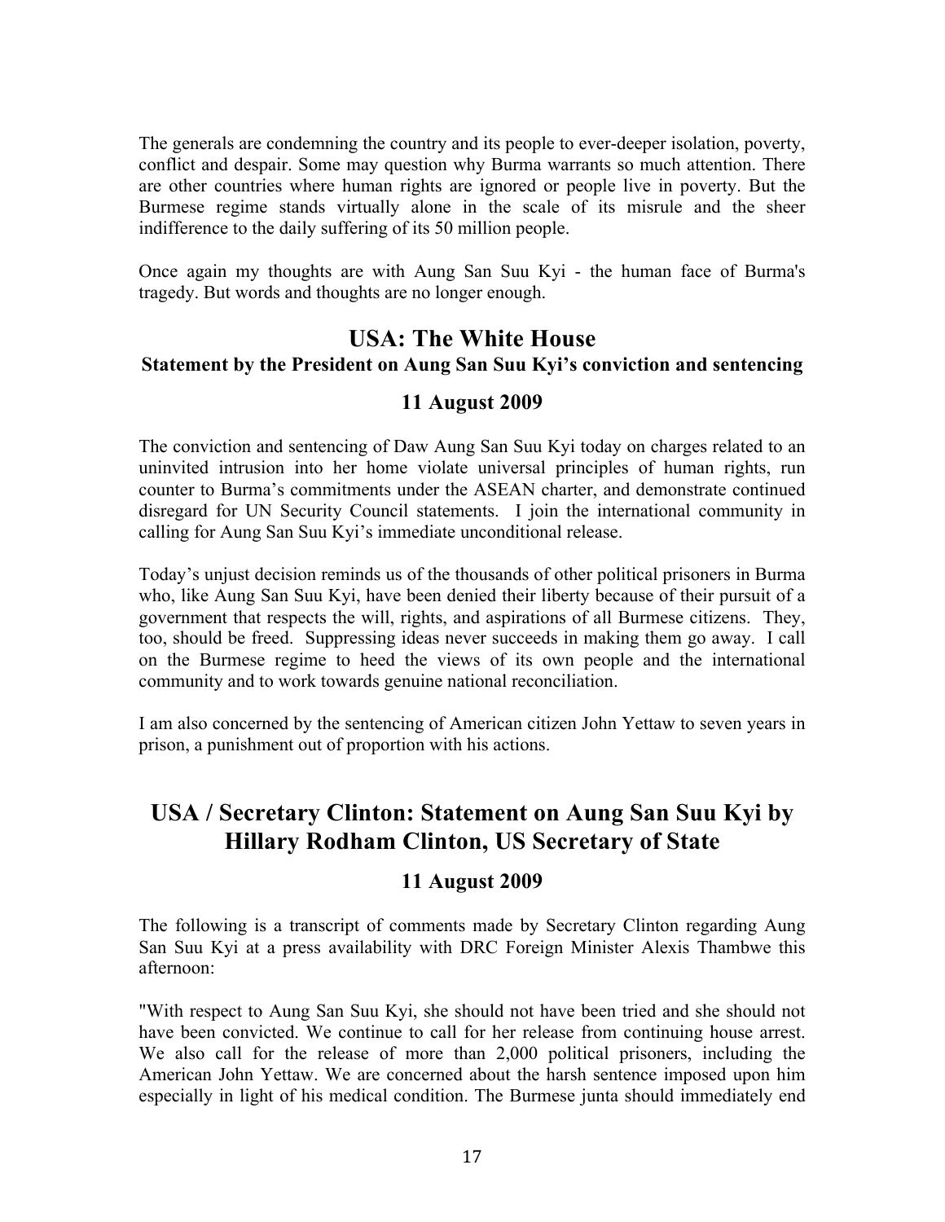The generals are condemning the country and its people to ever-deeper isolation, poverty, conflict and despair. Some may question why Burma warrants so much attention. There are other countries where human rights are ignored or people live in poverty. But the Burmese regime stands virtually alone in the scale of its misrule and the sheer indifference to the daily suffering of its 50 million people.

Once again my thoughts are with Aung San Suu Kyi - the human face of Burma's tragedy. But words and thoughts are no longer enough.

## USA: The White House

### Statement by the President on Aung San Suu Kyi's conviction and sentencing

### 11 August 2009

The conviction and sentencing of Daw Aung San Suu Kyi today on charges related to an uninvited intrusion into her home violate universal principles of human rights, run counter to Burma's commitments under the ASEAN charter, and demonstrate continued disregard for UN Security Council statements. I join the international community in calling for Aung San Suu Kyi's immediate unconditional release.

Today's unjust decision reminds us of the thousands of other political prisoners in Burma who, like Aung San Suu Kyi, have been denied their liberty because of their pursuit of a government that respects the will, rights, and aspirations of all Burmese citizens. They, too, should be freed. Suppressing ideas never succeeds in making them go away. I call on the Burmese regime to heed the views of its own people and the international community and to work towards genuine national reconciliation.

I am also concerned by the sentencing of American citizen John Yettaw to seven years in prison, a punishment out of proportion with his actions.

## USA / Secretary Clinton: Statement on Aung San Suu Kyi by Hillary Rodham Clinton, US Secretary of State

### 11 August 2009

The following is a transcript of comments made by Secretary Clinton regarding Aung San Suu Kyi at a press availability with DRC Foreign Minister Alexis Thambwe this afternoon:

"With respect to Aung San Suu Kyi, she should not have been tried and she should not have been convicted. We continue to call for her release from continuing house arrest. We also call for the release of more than 2,000 political prisoners, including the American John Yettaw. We are concerned about the harsh sentence imposed upon him especially in light of his medical condition. The Burmese junta should immediately end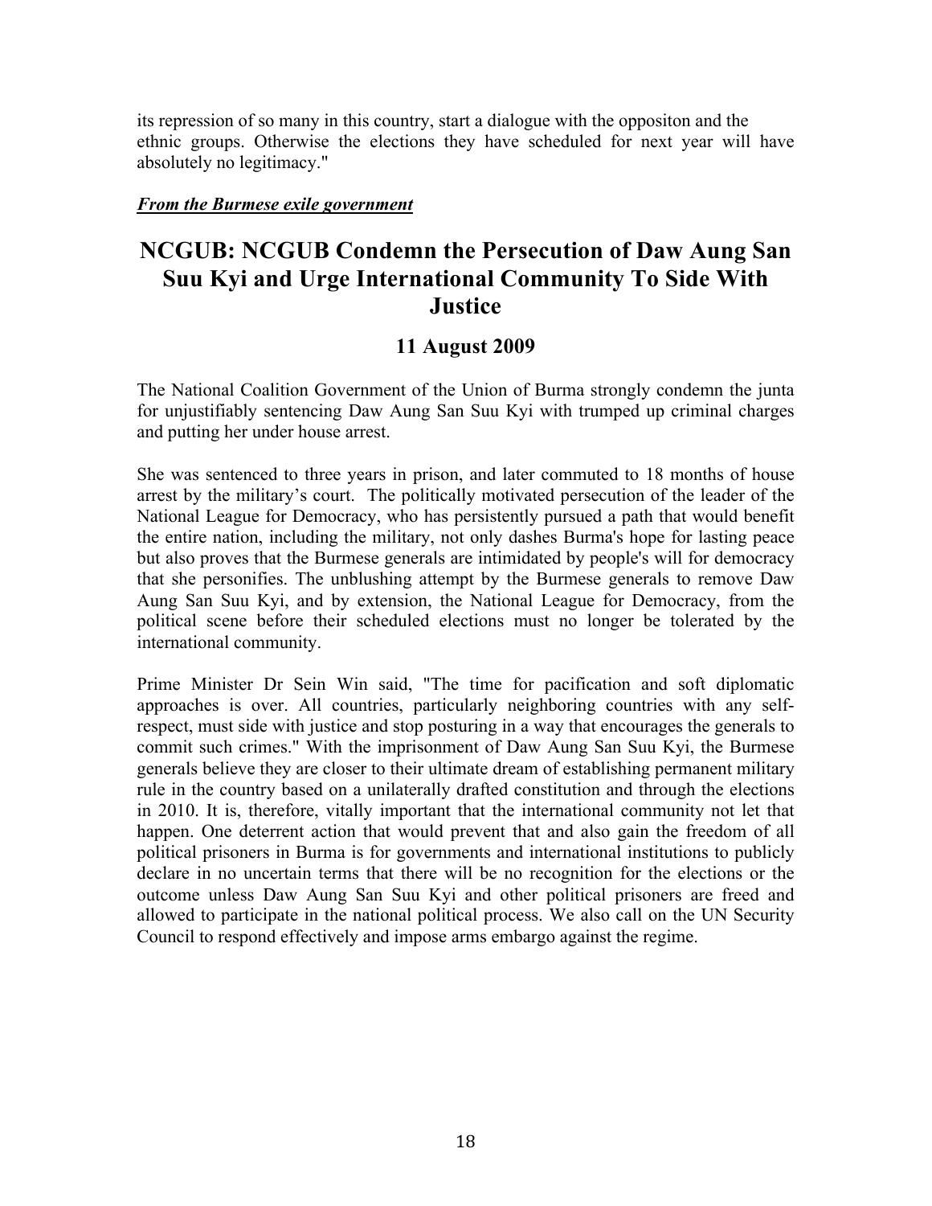its repression of so many in this country, start a dialogue with the oppositon and the ethnic groups. Otherwise the elections they have scheduled for next year will have absolutely no legitimacy."

***From the Burmese exile government***

## NCGUB: NCGUB Condemn the Persecution of Daw Aung San Suu Kyi and Urge International Community To Side With Justice

### 11 August 2009

The National Coalition Government of the Union of Burma strongly condemn the junta for unjustifiably sentencing Daw Aung San Suu Kyi with trumped up criminal charges and putting her under house arrest.

She was sentenced to three years in prison, and later commuted to 18 months of house arrest by the military's court. The politically motivated persecution of the leader of the National League for Democracy, who has persistently pursued a path that would benefit the entire nation, including the military, not only dashes Burma's hope for lasting peace but also proves that the Burmese generals are intimidated by people's will for democracy that she personifies. The unblushing attempt by the Burmese generals to remove Daw Aung San Suu Kyi, and by extension, the National League for Democracy, from the political scene before their scheduled elections must no longer be tolerated by the international community.

Prime Minister Dr Sein Win said, "The time for pacification and soft diplomatic approaches is over. All countries, particularly neighboring countries with any self-respect, must side with justice and stop posturing in a way that encourages the generals to commit such crimes." With the imprisonment of Daw Aung San Suu Kyi, the Burmese generals believe they are closer to their ultimate dream of establishing permanent military rule in the country based on a unilaterally drafted constitution and through the elections in 2010. It is, therefore, vitally important that the international community not let that happen. One deterrent action that would prevent that and also gain the freedom of all political prisoners in Burma is for governments and international institutions to publicly declare in no uncertain terms that there will be no recognition for the elections or the outcome unless Daw Aung San Suu Kyi and other political prisoners are freed and allowed to participate in the national political process. We also call on the UN Security Council to respond effectively and impose arms embargo against the regime.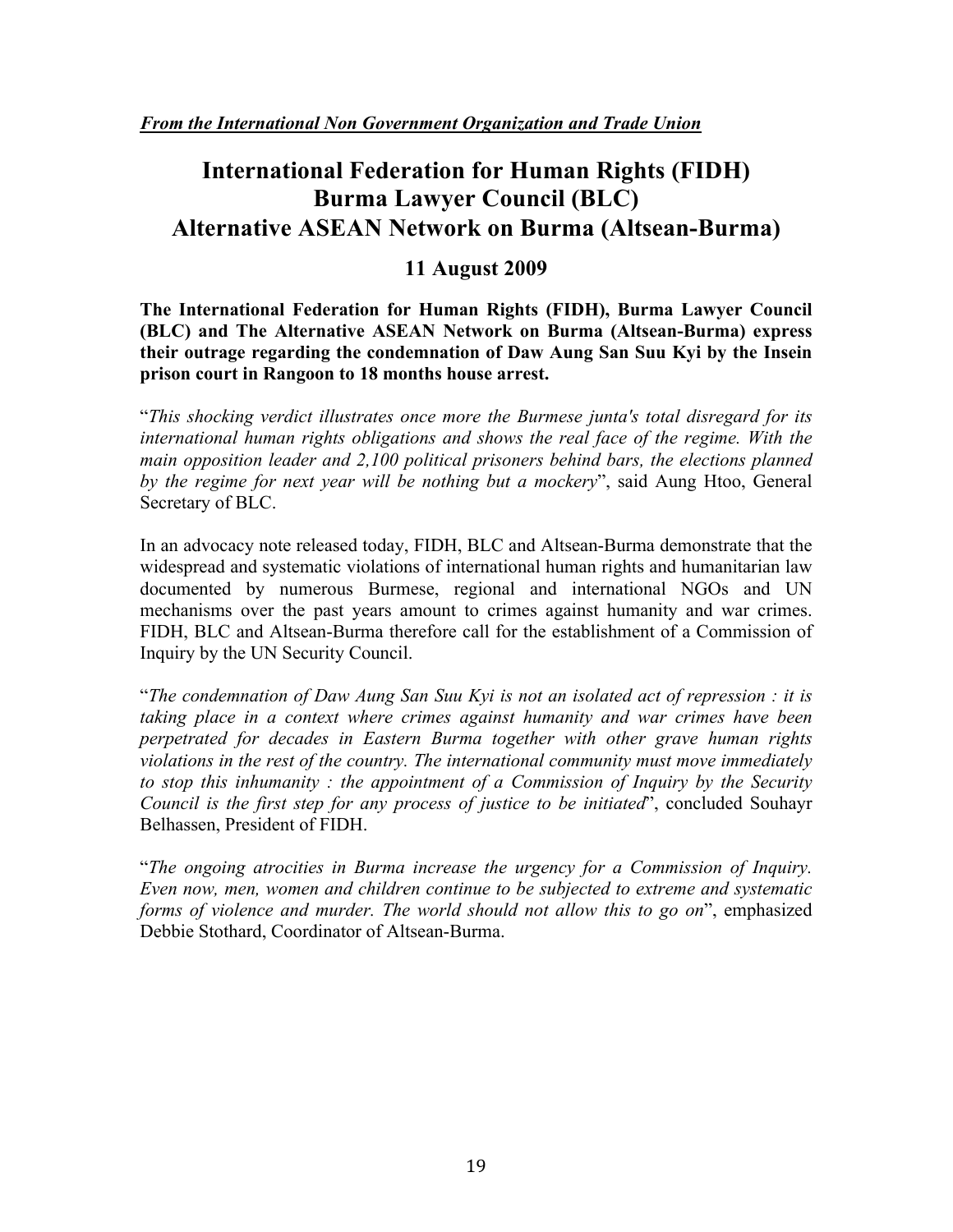***From the International Non Government Organization and Trade Union***

# International Federation for Human Rights (FIDH)
# Burma Lawyer Council (BLC)
# Alternative ASEAN Network on Burma (Altsean-Burma)

## 11 August 2009

**The International Federation for Human Rights (FIDH), Burma Lawyer Council (BLC) and The Alternative ASEAN Network on Burma (Altsean-Burma) express their outrage regarding the condemnation of Daw Aung San Suu Kyi by the Insein prison court in Rangoon to 18 months house arrest.**

"*This shocking verdict illustrates once more the Burmese junta's total disregard for its international human rights obligations and shows the real face of the regime. With the main opposition leader and 2,100 political prisoners behind bars, the elections planned by the regime for next year will be nothing but a mockery*", said Aung Htoo, General Secretary of BLC.

In an advocacy note released today, FIDH, BLC and Altsean-Burma demonstrate that the widespread and systematic violations of international human rights and humanitarian law documented by numerous Burmese, regional and international NGOs and UN mechanisms over the past years amount to crimes against humanity and war crimes. FIDH, BLC and Altsean-Burma therefore call for the establishment of a Commission of Inquiry by the UN Security Council.

"*The condemnation of Daw Aung San Suu Kyi is not an isolated act of repression : it is taking place in a context where crimes against humanity and war crimes have been perpetrated for decades in Eastern Burma together with other grave human rights violations in the rest of the country. The international community must move immediately to stop this inhumanity : the appointment of a Commission of Inquiry by the Security Council is the first step for any process of justice to be initiated*", concluded Souhayr Belhassen, President of FIDH.

"*The ongoing atrocities in Burma increase the urgency for a Commission of Inquiry. Even now, men, women and children continue to be subjected to extreme and systematic forms of violence and murder. The world should not allow this to go on*", emphasized Debbie Stothard, Coordinator of Altsean-Burma.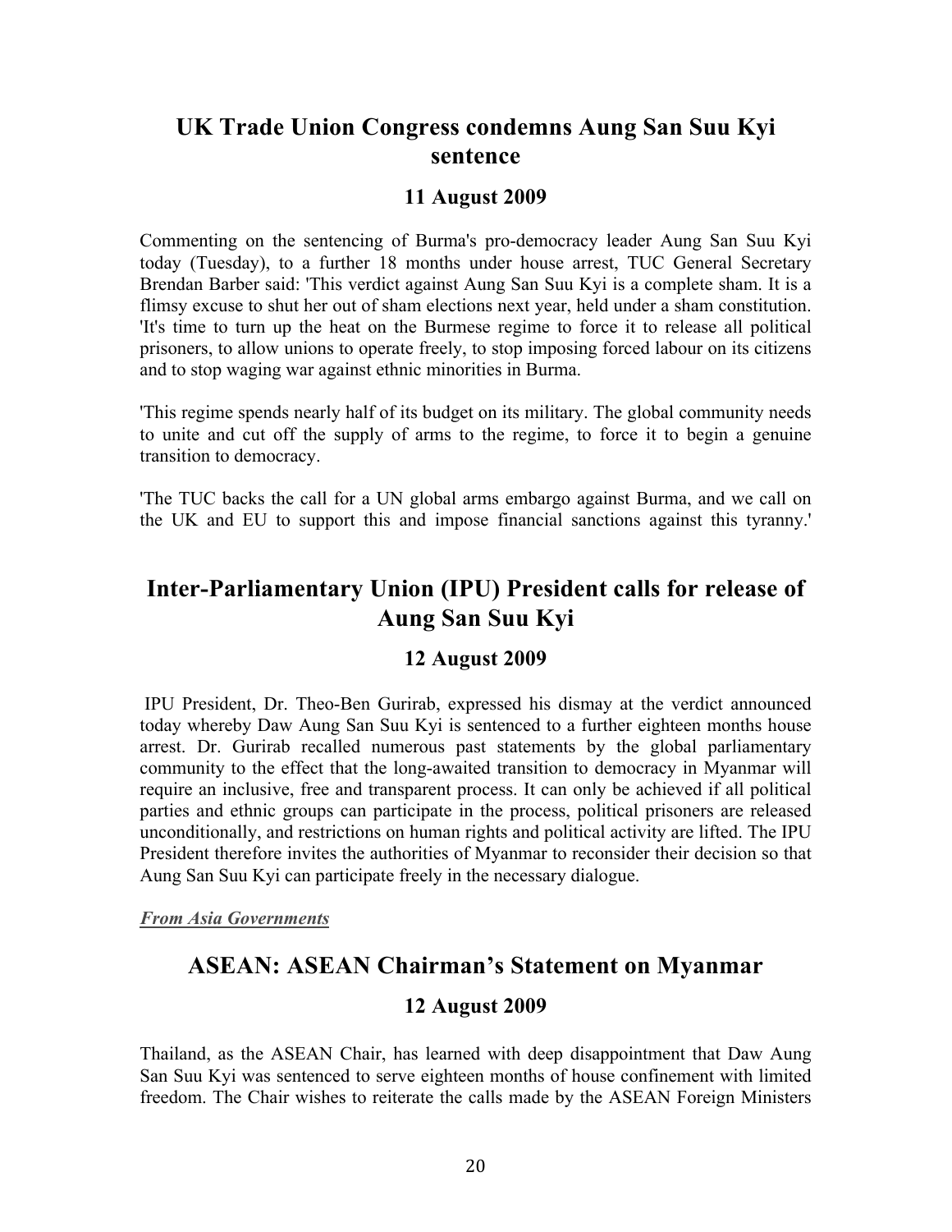## UK Trade Union Congress condemns Aung San Suu Kyi sentence

### 11 August 2009

Commenting on the sentencing of Burma's pro-democracy leader Aung San Suu Kyi today (Tuesday), to a further 18 months under house arrest, TUC General Secretary Brendan Barber said: 'This verdict against Aung San Suu Kyi is a complete sham. It is a flimsy excuse to shut her out of sham elections next year, held under a sham constitution. 'It's time to turn up the heat on the Burmese regime to force it to release all political prisoners, to allow unions to operate freely, to stop imposing forced labour on its citizens and to stop waging war against ethnic minorities in Burma.

'This regime spends nearly half of its budget on its military. The global community needs to unite and cut off the supply of arms to the regime, to force it to begin a genuine transition to democracy.

'The TUC backs the call for a UN global arms embargo against Burma, and we call on the UK and EU to support this and impose financial sanctions against this tyranny.'

## Inter-Parliamentary Union (IPU) President calls for release of Aung San Suu Kyi

### 12 August 2009

IPU President, Dr. Theo-Ben Gurirab, expressed his dismay at the verdict announced today whereby Daw Aung San Suu Kyi is sentenced to a further eighteen months house arrest. Dr. Gurirab recalled numerous past statements by the global parliamentary community to the effect that the long-awaited transition to democracy in Myanmar will require an inclusive, free and transparent process. It can only be achieved if all political parties and ethnic groups can participate in the process, political prisoners are released unconditionally, and restrictions on human rights and political activity are lifted. The IPU President therefore invites the authorities of Myanmar to reconsider their decision so that Aung San Suu Kyi can participate freely in the necessary dialogue.

***From Asia Governments***

## ASEAN: ASEAN Chairman's Statement on Myanmar

### 12 August 2009

Thailand, as the ASEAN Chair, has learned with deep disappointment that Daw Aung San Suu Kyi was sentenced to serve eighteen months of house confinement with limited freedom. The Chair wishes to reiterate the calls made by the ASEAN Foreign Ministers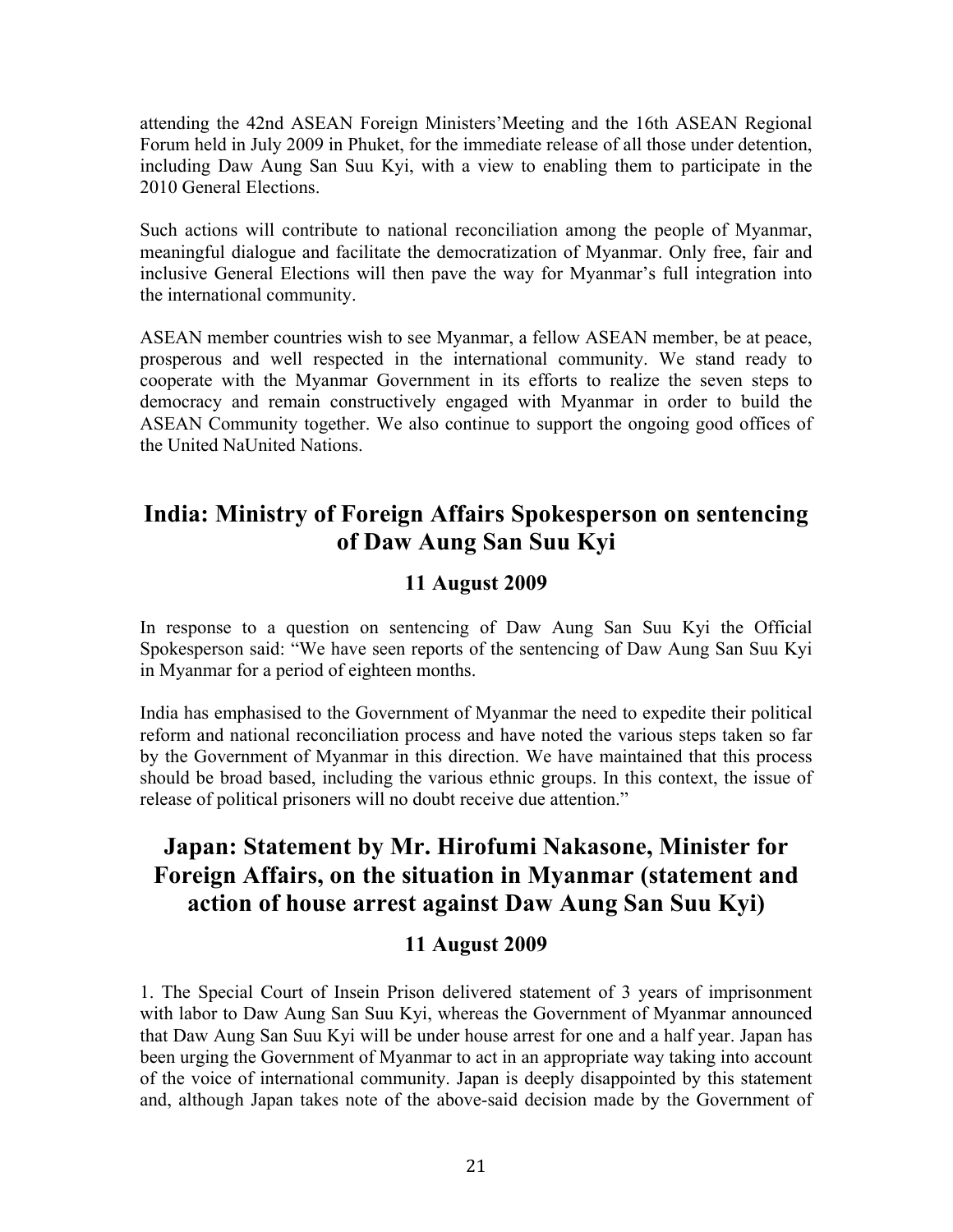attending the 42nd ASEAN Foreign Ministers'Meeting and the 16th ASEAN Regional Forum held in July 2009 in Phuket, for the immediate release of all those under detention, including Daw Aung San Suu Kyi, with a view to enabling them to participate in the 2010 General Elections.

Such actions will contribute to national reconciliation among the people of Myanmar, meaningful dialogue and facilitate the democratization of Myanmar. Only free, fair and inclusive General Elections will then pave the way for Myanmar's full integration into the international community.

ASEAN member countries wish to see Myanmar, a fellow ASEAN member, be at peace, prosperous and well respected in the international community. We stand ready to cooperate with the Myanmar Government in its efforts to realize the seven steps to democracy and remain constructively engaged with Myanmar in order to build the ASEAN Community together. We also continue to support the ongoing good offices of the United NaUnited Nations.

## India: Ministry of Foreign Affairs Spokesperson on sentencing of Daw Aung San Suu Kyi

### 11 August 2009

In response to a question on sentencing of Daw Aung San Suu Kyi the Official Spokesperson said: "We have seen reports of the sentencing of Daw Aung San Suu Kyi in Myanmar for a period of eighteen months.

India has emphasised to the Government of Myanmar the need to expedite their political reform and national reconciliation process and have noted the various steps taken so far by the Government of Myanmar in this direction. We have maintained that this process should be broad based, including the various ethnic groups. In this context, the issue of release of political prisoners will no doubt receive due attention."

## Japan: Statement by Mr. Hirofumi Nakasone, Minister for Foreign Affairs, on the situation in Myanmar (statement and action of house arrest against Daw Aung San Suu Kyi)

### 11 August 2009

1. The Special Court of Insein Prison delivered statement of 3 years of imprisonment with labor to Daw Aung San Suu Kyi, whereas the Government of Myanmar announced that Daw Aung San Suu Kyi will be under house arrest for one and a half year. Japan has been urging the Government of Myanmar to act in an appropriate way taking into account of the voice of international community. Japan is deeply disappointed by this statement and, although Japan takes note of the above-said decision made by the Government of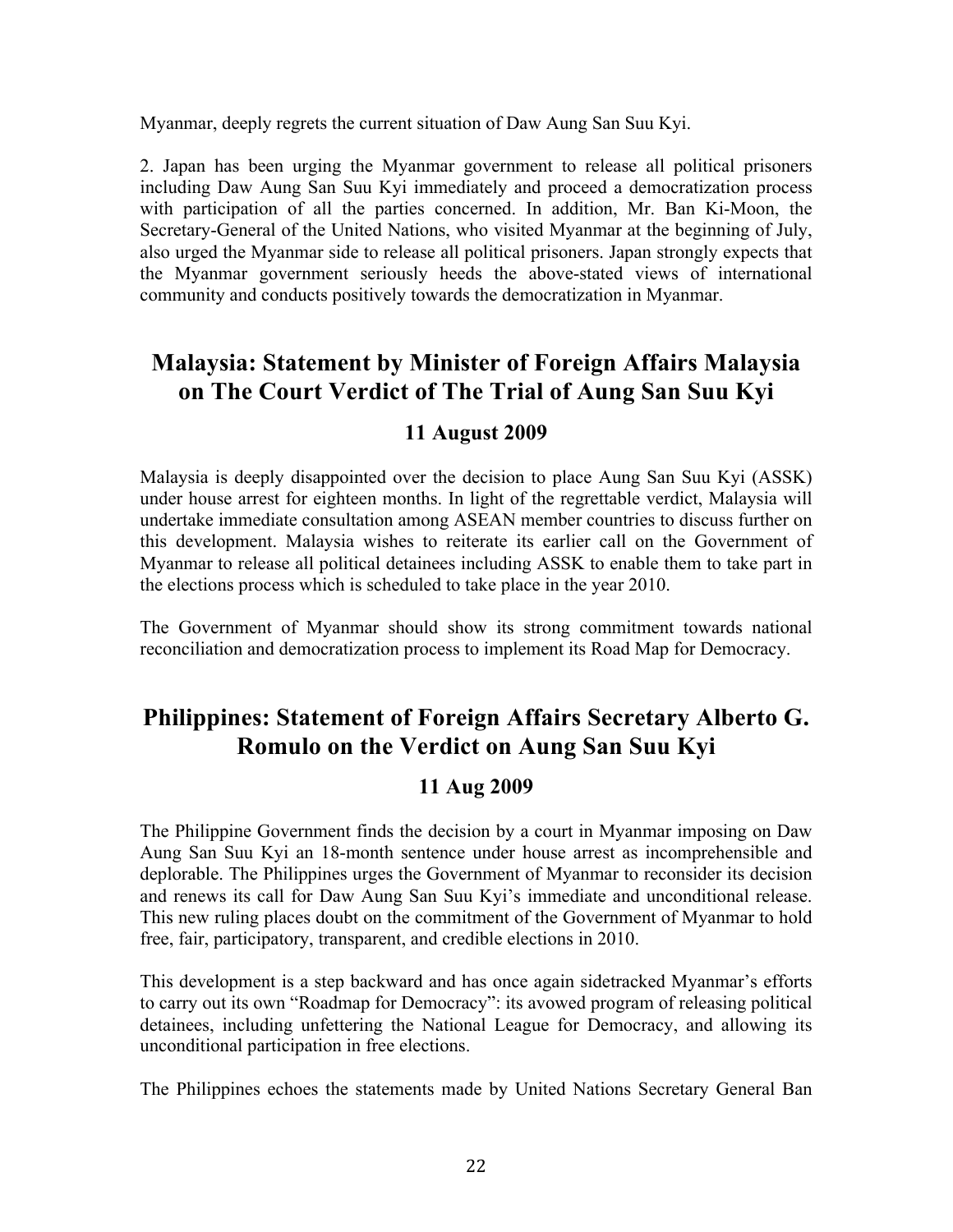Myanmar, deeply regrets the current situation of Daw Aung San Suu Kyi.

2. Japan has been urging the Myanmar government to release all political prisoners including Daw Aung San Suu Kyi immediately and proceed a democratization process with participation of all the parties concerned. In addition, Mr. Ban Ki-Moon, the Secretary-General of the United Nations, who visited Myanmar at the beginning of July, also urged the Myanmar side to release all political prisoners. Japan strongly expects that the Myanmar government seriously heeds the above-stated views of international community and conducts positively towards the democratization in Myanmar.

## Malaysia: Statement by Minister of Foreign Affairs Malaysia on The Court Verdict of The Trial of Aung San Suu Kyi

### 11 August 2009

Malaysia is deeply disappointed over the decision to place Aung San Suu Kyi (ASSK) under house arrest for eighteen months. In light of the regrettable verdict, Malaysia will undertake immediate consultation among ASEAN member countries to discuss further on this development. Malaysia wishes to reiterate its earlier call on the Government of Myanmar to release all political detainees including ASSK to enable them to take part in the elections process which is scheduled to take place in the year 2010.

The Government of Myanmar should show its strong commitment towards national reconciliation and democratization process to implement its Road Map for Democracy.

## Philippines: Statement of Foreign Affairs Secretary Alberto G. Romulo on the Verdict on Aung San Suu Kyi

### 11 Aug 2009

The Philippine Government finds the decision by a court in Myanmar imposing on Daw Aung San Suu Kyi an 18-month sentence under house arrest as incomprehensible and deplorable. The Philippines urges the Government of Myanmar to reconsider its decision and renews its call for Daw Aung San Suu Kyi's immediate and unconditional release. This new ruling places doubt on the commitment of the Government of Myanmar to hold free, fair, participatory, transparent, and credible elections in 2010.

This development is a step backward and has once again sidetracked Myanmar's efforts to carry out its own "Roadmap for Democracy": its avowed program of releasing political detainees, including unfettering the National League for Democracy, and allowing its unconditional participation in free elections.

The Philippines echoes the statements made by United Nations Secretary General Ban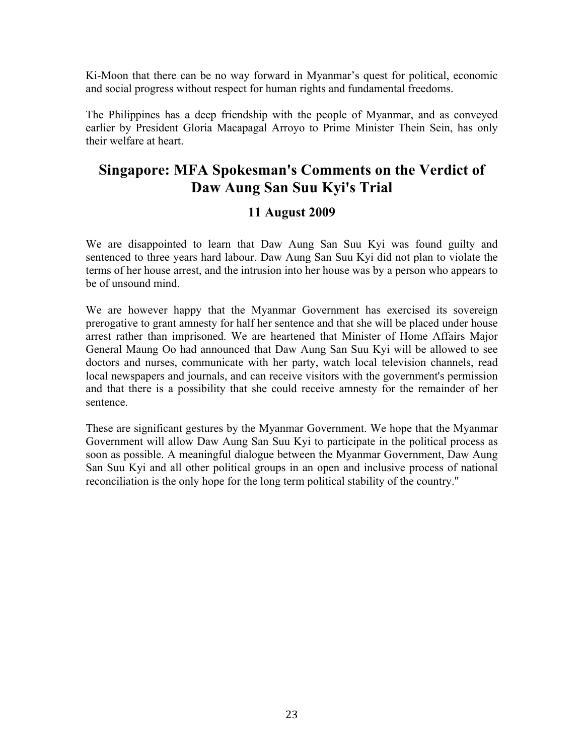Ki-Moon that there can be no way forward in Myanmar's quest for political, economic and social progress without respect for human rights and fundamental freedoms.

The Philippines has a deep friendship with the people of Myanmar, and as conveyed earlier by President Gloria Macapagal Arroyo to Prime Minister Thein Sein, has only their welfare at heart.

## Singapore: MFA Spokesman's Comments on the Verdict of Daw Aung San Suu Kyi's Trial

### 11 August 2009

We are disappointed to learn that Daw Aung San Suu Kyi was found guilty and sentenced to three years hard labour. Daw Aung San Suu Kyi did not plan to violate the terms of her house arrest, and the intrusion into her house was by a person who appears to be of unsound mind.

We are however happy that the Myanmar Government has exercised its sovereign prerogative to grant amnesty for half her sentence and that she will be placed under house arrest rather than imprisoned. We are heartened that Minister of Home Affairs Major General Maung Oo had announced that Daw Aung San Suu Kyi will be allowed to see doctors and nurses, communicate with her party, watch local television channels, read local newspapers and journals, and can receive visitors with the government's permission and that there is a possibility that she could receive amnesty for the remainder of her sentence.

These are significant gestures by the Myanmar Government. We hope that the Myanmar Government will allow Daw Aung San Suu Kyi to participate in the political process as soon as possible. A meaningful dialogue between the Myanmar Government, Daw Aung San Suu Kyi and all other political groups in an open and inclusive process of national reconciliation is the only hope for the long term political stability of the country."